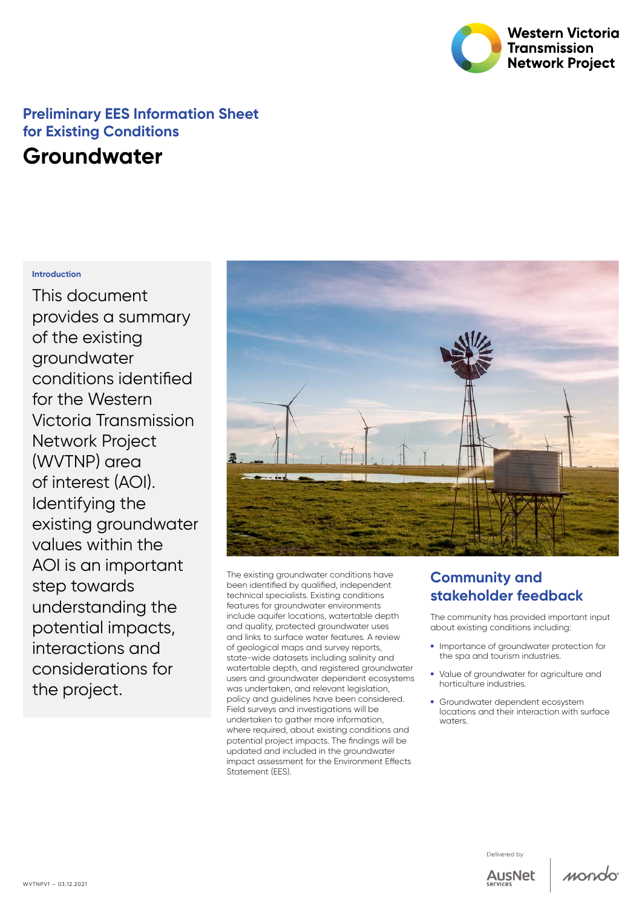Western Victoria Transmission Network Project

## Preliminary EES Information Sheet for Existing Conditions

# Groundwater

**Introduction**

This document provides a summary of the existing groundwater conditions identified for the Western Victoria Transmission Network Project (WVTNP) area of interest (AOI). Identifying the existing groundwater values within the AOI is an important step towards understanding the potential impacts, interactions and considerations for the project.

The existing groundwater conditions have been identified by qualified, independent technical specialists. Existing conditions features for groundwater environments include aquifer locations, watertable depth and quality, protected groundwater uses and links to surface water features. A review of geological maps and survey reports, state-wide datasets including salinity and watertable depth, and registered groundwater users and groundwater dependent ecosystems was undertaken, and relevant legislation, policy and guidelines have been considered. Field surveys and investigations will be undertaken to gather more information, where required, about existing conditions and potential project impacts. The findings will be updated and included in the groundwater impact assessment for the Environment Effects Statement (EES).

## Community and stakeholder feedback

The community has provided important input about existing conditions including:

- Importance of groundwater protection for the spa and tourism industries.
- Value of groundwater for agriculture and horticulture industries.
- Groundwater dependent ecosystem locations and their interaction with surface waters.

Delivered by AusNet services | mondo

WVTNPV1 – 03.12.2021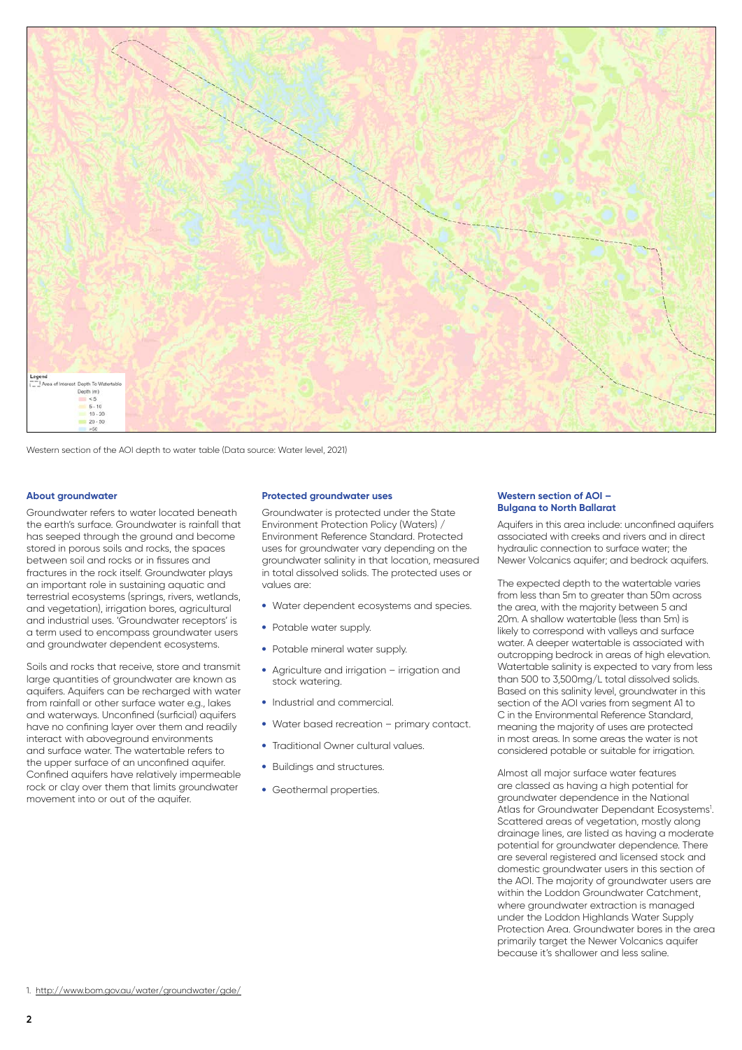Legend
Area of Interest
Depth To Watertable
Depth (m)
< 5
5 - 10
10 - 20
20 - 50
>50

Western section of the AOI depth to water table (Data source: Water level, 2021)

### About groundwater

Groundwater refers to water located beneath the earth's surface. Groundwater is rainfall that has seeped through the ground and become stored in porous soils and rocks, the spaces between soil and rocks or in fissures and fractures in the rock itself. Groundwater plays an important role in sustaining aquatic and terrestrial ecosystems (springs, rivers, wetlands, and vegetation), irrigation bores, agricultural and industrial uses. 'Groundwater receptors' is a term used to encompass groundwater users and groundwater dependent ecosystems.

Soils and rocks that receive, store and transmit large quantities of groundwater are known as aquifers. Aquifers can be recharged with water from rainfall or other surface water e.g., lakes and waterways. Unconfined (surficial) aquifers have no confining layer over them and readily interact with aboveground environments and surface water. The watertable refers to the upper surface of an unconfined aquifer. Confined aquifers have relatively impermeable rock or clay over them that limits groundwater movement into or out of the aquifer.

### Protected groundwater uses

Groundwater is protected under the State Environment Protection Policy (Waters) / Environment Reference Standard. Protected uses for groundwater vary depending on the groundwater salinity in that location, measured in total dissolved solids. The protected uses or values are:

- Water dependent ecosystems and species.
- Potable water supply.
- Potable mineral water supply.
- Agriculture and irrigation – irrigation and stock watering.
- Industrial and commercial.
- Water based recreation – primary contact.
- Traditional Owner cultural values.
- Buildings and structures.
- Geothermal properties.

### Western section of AOI – Bulgana to North Ballarat

Aquifers in this area include: unconfined aquifers associated with creeks and rivers and in direct hydraulic connection to surface water; the Newer Volcanics aquifer; and bedrock aquifers.

The expected depth to the watertable varies from less than 5m to greater than 50m across the area, with the majority between 5 and 20m. A shallow watertable (less than 5m) is likely to correspond with valleys and surface water. A deeper watertable is associated with outcropping bedrock in areas of high elevation. Watertable salinity is expected to vary from less than 500 to 3,500mg/L total dissolved solids. Based on this salinity level, groundwater in this section of the AOI varies from segment A1 to C in the Environmental Reference Standard, meaning the majority of uses are protected in most areas. In some areas the water is not considered potable or suitable for irrigation.

Almost all major surface water features are classed as having a high potential for groundwater dependence in the National Atlas for Groundwater Dependant Ecosystems[1]. Scattered areas of vegetation, mostly along drainage lines, are listed as having a moderate potential for groundwater dependence. There are several registered and licensed stock and domestic groundwater users in this section of the AOI. The majority of groundwater users are within the Loddon Groundwater Catchment, where groundwater extraction is managed under the Loddon Highlands Water Supply Protection Area. Groundwater bores in the area primarily target the Newer Volcanics aquifer because it's shallower and less saline.

1. http://www.bom.gov.au/water/groundwater/gde/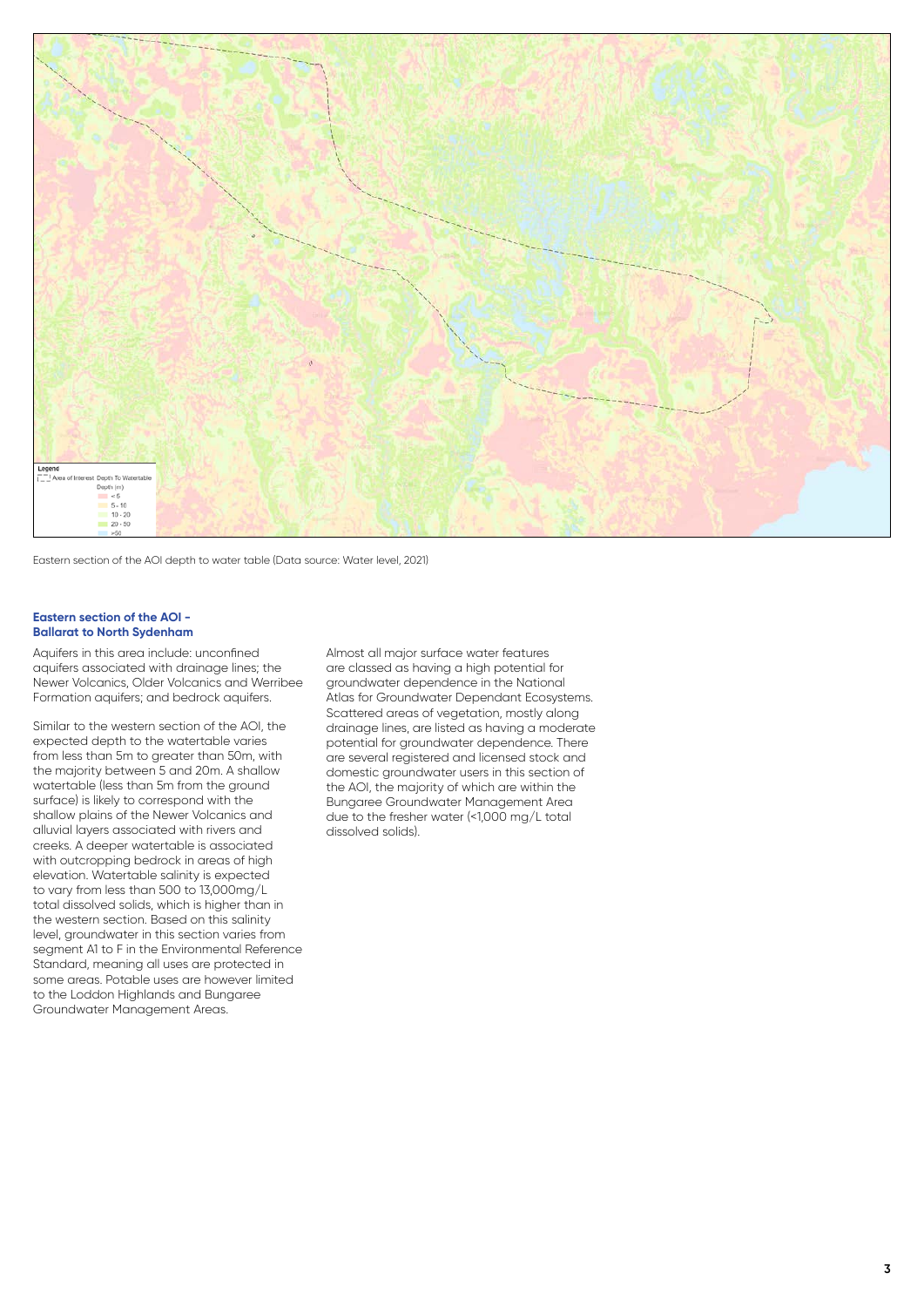Legend

Area of Interest

Depth To Watertable

Depth (m)

< 5

5 - 10

10 - 20

20 - 50

>50

Eastern section of the AOI depth to water table (Data source: Water level, 2021)

### Eastern section of the AOI – Ballarat to North Sydenham

Aquifers in this area include: unconfined aquifers associated with drainage lines; the Newer Volcanics, Older Volcanics and Werribee Formation aquifers; and bedrock aquifers.

Similar to the western section of the AOI, the expected depth to the watertable varies from less than 5m to greater than 50m, with the majority between 5 and 20m. A shallow watertable (less than 5m from the ground surface) is likely to correspond with the shallow plains of the Newer Volcanics and alluvial layers associated with rivers and creeks. A deeper watertable is associated with outcropping bedrock in areas of high elevation. Watertable salinity is expected to vary from less than 500 to 13,000mg/L total dissolved solids, which is higher than in the western section. Based on this salinity level, groundwater in this section varies from segment A1 to F in the Environmental Reference Standard, meaning all uses are protected in some areas. Potable uses are however limited to the Loddon Highlands and Bungaree Groundwater Management Areas.

Almost all major surface water features are classed as having a high potential for groundwater dependence in the National Atlas for Groundwater Dependant Ecosystems. Scattered areas of vegetation, mostly along drainage lines, are listed as having a moderate potential for groundwater dependence. There are several registered and licensed stock and domestic groundwater users in this section of the AOI, the majority of which are within the Bungaree Groundwater Management Area due to the fresher water (<1,000 mg/L total dissolved solids).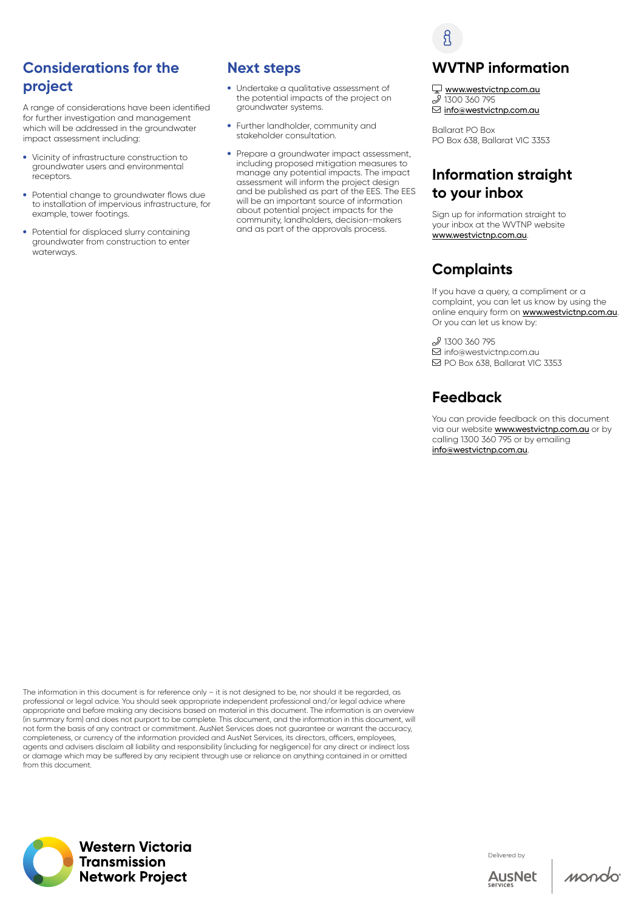## Considerations for the project

A range of considerations have been identified for further investigation and management which will be addressed in the groundwater impact assessment including:

- Vicinity of infrastructure construction to groundwater users and environmental receptors.
- Potential change to groundwater flows due to installation of impervious infrastructure, for example, tower footings.
- Potential for displaced slurry containing groundwater from construction to enter waterways.

## Next steps

- Undertake a qualitative assessment of the potential impacts of the project on groundwater systems.
- Further landholder, community and stakeholder consultation.
- Prepare a groundwater impact assessment, including proposed mitigation measures to manage any potential impacts. The impact assessment will inform the project design and be published as part of the EES. The EES will be an important source of information about potential project impacts for the community, landholders, decision-makers and as part of the approvals process.

## WVTNP information

www.westvictnp.com.au
1300 360 795
info@westvictnp.com.au

Ballarat PO Box
PO Box 638, Ballarat VIC 3353

## Information straight to your inbox

Sign up for information straight to your inbox at the WVTNP website www.westvictnp.com.au.

## Complaints

If you have a query, a compliment or a complaint, you can let us know by using the online enquiry form on www.westvictnp.com.au. Or you can let us know by:

1300 360 795
info@westvictnp.com.au
PO Box 638, Ballarat VIC 3353

## Feedback

You can provide feedback on this document via our website www.westvictnp.com.au or by calling 1300 360 795 or by emailing info@westvictnp.com.au.

The information in this document is for reference only – it is not designed to be, nor should it be regarded, as professional or legal advice. You should seek appropriate independent professional and/or legal advice where appropriate and before making any decisions based on material in this document. The information is an overview (in summary form) and does not purport to be complete. This document, and the information in this document, will not form the basis of any contract or commitment. AusNet Services does not guarantee or warrant the accuracy, completeness, or currency of the information provided and AusNet Services, its directors, officers, employees, agents and advisers disclaim all liability and responsibility (including for negligence) for any direct or indirect loss or damage which may be suffered by any recipient through use or reliance on anything contained in or omitted from this document.

Western Victoria Transmission Network Project

Delivered by

AusNet services

mondo